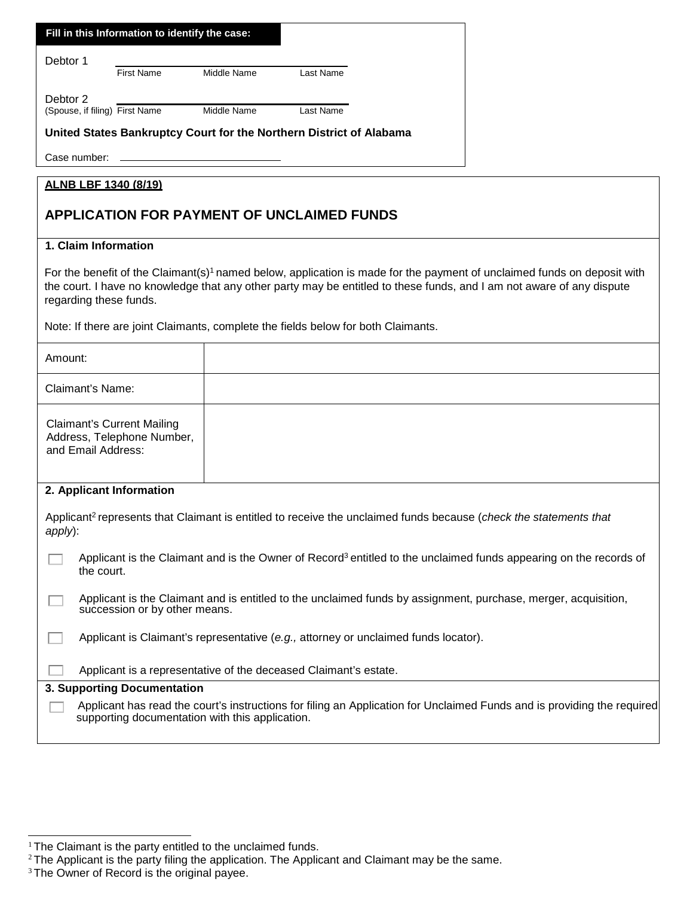**Fill in this Information to identify the case:**

| | | | |
|---|---|---|---|
| Debtor 1 | First Name | Middle Name | Last Name |
| Debtor 2 (Spouse, if filing) | First Name | Middle Name | Last Name |

**United States Bankruptcy Court for the Northern District of Alabama**

Case number: ____________________

**ALNB LBF 1340 (8/19)**

## APPLICATION FOR PAYMENT OF UNCLAIMED FUNDS

### 1. Claim Information

For the benefit of the Claimant(s)[1] named below, application is made for the payment of unclaimed funds on deposit with the court. I have no knowledge that any other party may be entitled to these funds, and I am not aware of any dispute regarding these funds.

Note: If there are joint Claimants, complete the fields below for both Claimants.

| | |
|---|---|
| Amount: | |
| Claimant's Name: | |
| Claimant's Current Mailing Address, Telephone Number, and Email Address: | |

### 2. Applicant Information

Applicant[2] represents that Claimant is entitled to receive the unclaimed funds because (*check the statements that apply*):

- ☐ Applicant is the Claimant and is the Owner of Record[3] entitled to the unclaimed funds appearing on the records of the court.
- ☐ Applicant is the Claimant and is entitled to the unclaimed funds by assignment, purchase, merger, acquisition, succession or by other means.
- ☐ Applicant is Claimant's representative (*e.g.,* attorney or unclaimed funds locator).
- ☐ Applicant is a representative of the deceased Claimant's estate.

### 3. Supporting Documentation

- ☐ Applicant has read the court's instructions for filing an Application for Unclaimed Funds and is providing the required supporting documentation with this application.

---

[1] The Claimant is the party entitled to the unclaimed funds.

[2] The Applicant is the party filing the application. The Applicant and Claimant may be the same.

[3] The Owner of Record is the original payee.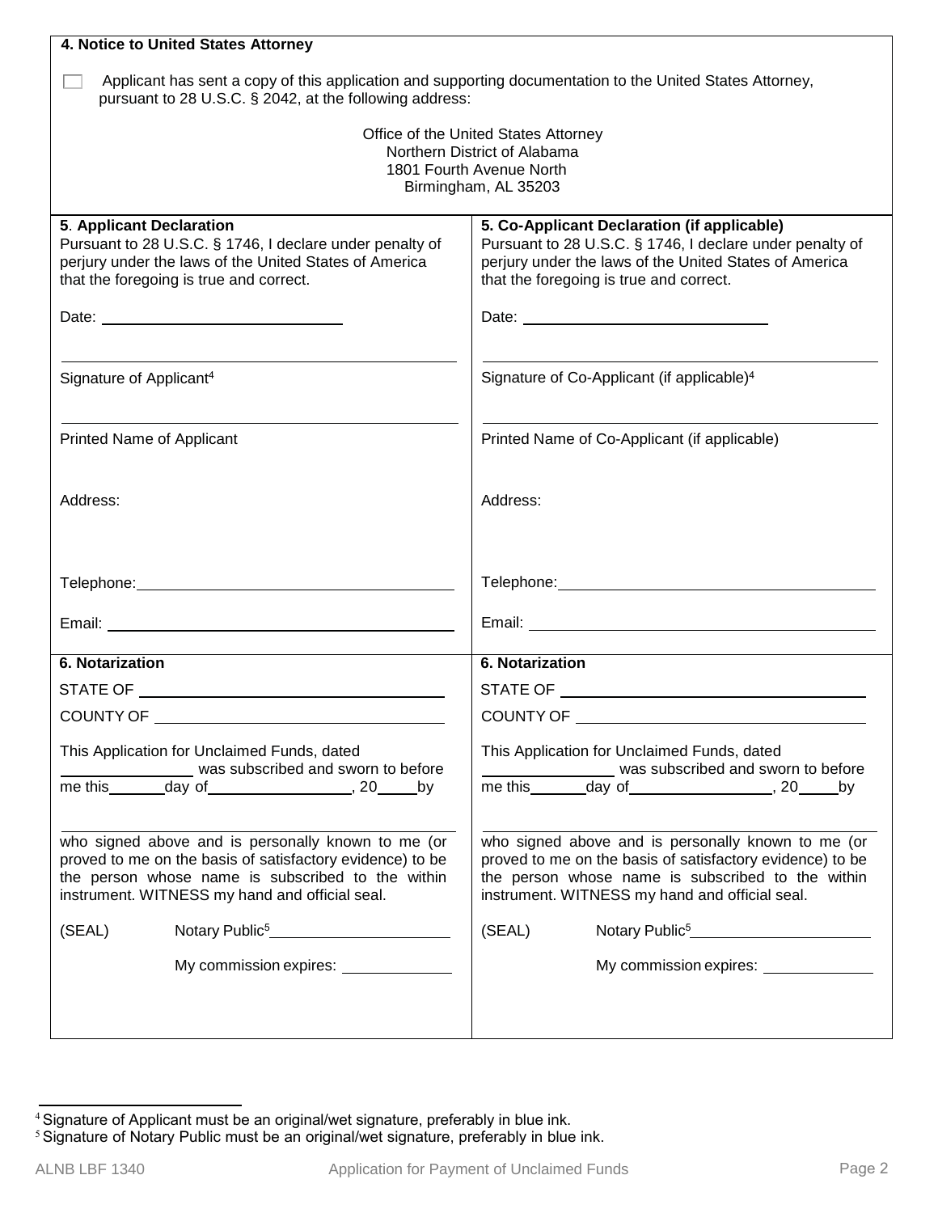### 4. Notice to United States Attorney

☐ Applicant has sent a copy of this application and supporting documentation to the United States Attorney, pursuant to 28 U.S.C. § 2042, at the following address:

Office of the United States Attorney
Northern District of Alabama
1801 Fourth Avenue North
Birmingham, AL 35203

### 5. Applicant Declaration

Pursuant to 28 U.S.C. § 1746, I declare under penalty of perjury under the laws of the United States of America that the foregoing is true and correct.

Date: ____________________________

______________________________________
Signature of Applicant[4]

______________________________________
Printed Name of Applicant

Address:

Telephone: ______________________________

Email: __________________________________

### 5. Co-Applicant Declaration (if applicable)

Pursuant to 28 U.S.C. § 1746, I declare under penalty of perjury under the laws of the United States of America that the foregoing is true and correct.

Date: ____________________________

______________________________________
Signature of Co-Applicant (if applicable)[4]

______________________________________
Printed Name of Co-Applicant (if applicable)

Address:

Telephone: ______________________________

Email: __________________________________

### 6. Notarization

STATE OF ______________________________

COUNTY OF ____________________________

This Application for Unclaimed Funds, dated ______________ was subscribed and sworn to before me this ______ day of ________________, 20____ by

______________________________________
who signed above and is personally known to me (or proved to me on the basis of satisfactory evidence) to be the person whose name is subscribed to the within instrument. WITNESS my hand and official seal.

(SEAL) Notary Public[5] ____________________

My commission expires: ____________

### 6. Notarization

STATE OF ______________________________

COUNTY OF ____________________________

This Application for Unclaimed Funds, dated ______________ was subscribed and sworn to before me this ______ day of ________________, 20____ by

______________________________________
who signed above and is personally known to me (or proved to me on the basis of satisfactory evidence) to be the person whose name is subscribed to the within instrument. WITNESS my hand and official seal.

(SEAL) Notary Public[5] ____________________

My commission expires: ____________

---

[4] Signature of Applicant must be an original/wet signature, preferably in blue ink.
[5] Signature of Notary Public must be an original/wet signature, preferably in blue ink.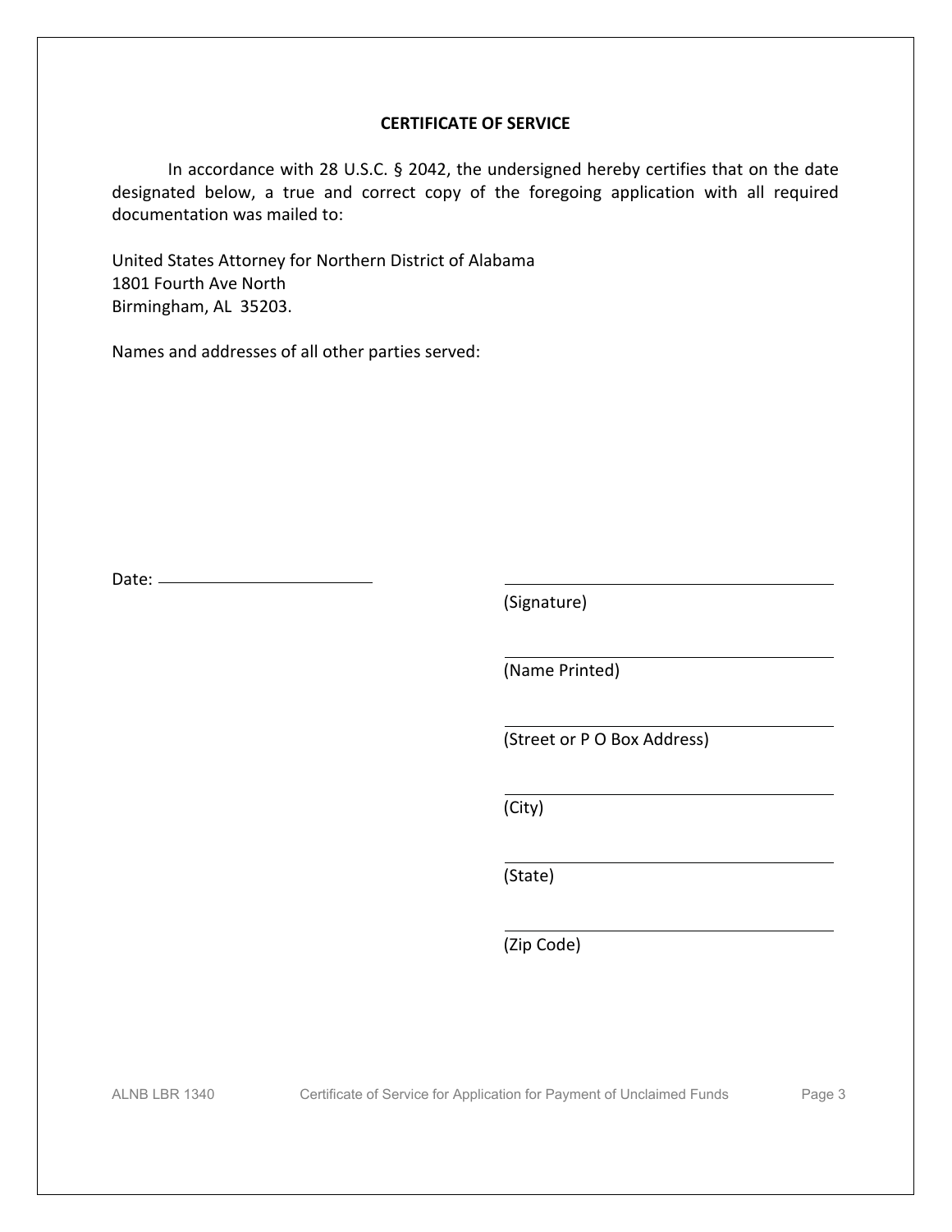**CERTIFICATE OF SERVICE**

In accordance with 28 U.S.C. § 2042, the undersigned hereby certifies that on the date designated below, a true and correct copy of the foregoing application with all required documentation was mailed to:

United States Attorney for Northern District of Alabama
1801 Fourth Ave North
Birmingham, AL 35203.

Names and addresses of all other parties served:

Date: ____________________

____________________
(Signature)

____________________
(Name Printed)

____________________
(Street or P O Box Address)

____________________
(City)

____________________
(State)

____________________
(Zip Code)

ALNB LBR 1340 Certificate of Service for Application for Payment of Unclaimed Funds